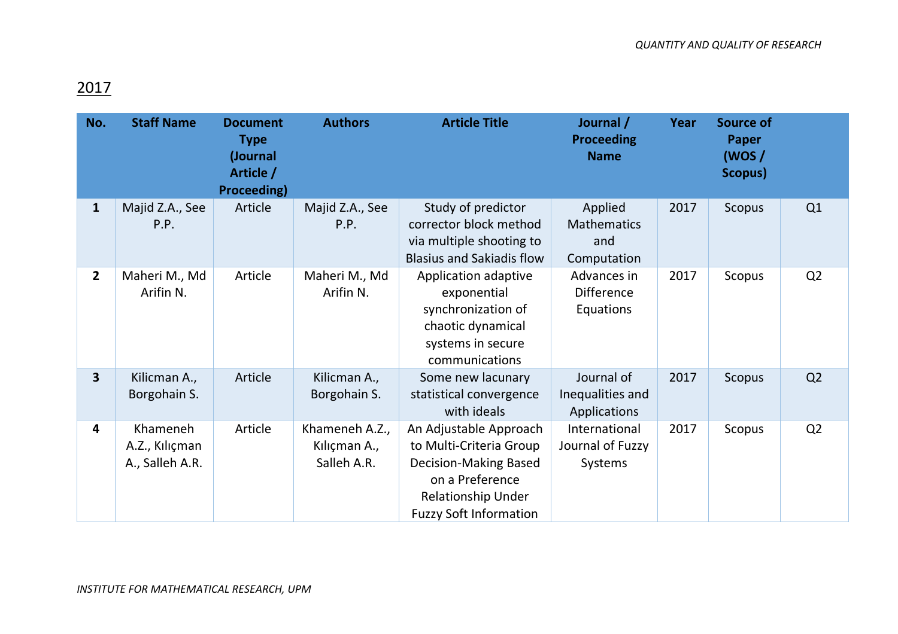## 2017

| No. | Staff Name | Document Type (Journal Article / Proceeding) | Authors | Article Title | Journal / Proceeding Name | Year | Source of Paper (WOS / Scopus) | |
|---|---|---|---|---|---|---|---|---|
| **1** | Majid Z.A., See P.P. | Article | Majid Z.A., See P.P. | Study of predictor corrector block method via multiple shooting to Blasius and Sakiadis flow | Applied Mathematics and Computation | 2017 | Scopus | Q1 |
| **2** | Maheri M., Md Arifin N. | Article | Maheri M., Md Arifin N. | Application adaptive exponential synchronization of chaotic dynamical systems in secure communications | Advances in Difference Equations | 2017 | Scopus | Q2 |
| **3** | Kilicman A., Borgohain S. | Article | Kilicman A., Borgohain S. | Some new lacunary statistical convergence with ideals | Journal of Inequalities and Applications | 2017 | Scopus | Q2 |
| **4** | Khameneh A.Z., Kılıçman A., Salleh A.R. | Article | Khameneh A.Z., Kılıçman A., Salleh A.R. | An Adjustable Approach to Multi-Criteria Group Decision-Making Based on a Preference Relationship Under Fuzzy Soft Information | International Journal of Fuzzy Systems | 2017 | Scopus | Q2 |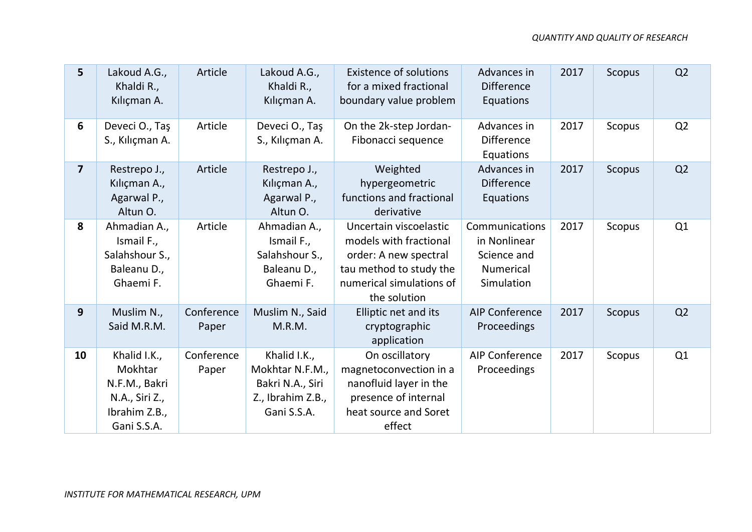| 5 | Lakoud A.G., Khaldi R., Kılıçman A. | Article | Lakoud A.G., Khaldi R., Kılıçman A. | Existence of solutions for a mixed fractional boundary value problem | Advances in Difference Equations | 2017 | Scopus | Q2 |
|---|---|---|---|---|---|---|---|---|
| 6 | Deveci O., Taş S., Kılıçman A. | Article | Deveci O., Taş S., Kılıçman A. | On the 2k-step Jordan-Fibonacci sequence | Advances in Difference Equations | 2017 | Scopus | Q2 |
| 7 | Restrepo J., Kılıçman A., Agarwal P., Altun O. | Article | Restrepo J., Kılıçman A., Agarwal P., Altun O. | Weighted hypergeometric functions and fractional derivative | Advances in Difference Equations | 2017 | Scopus | Q2 |
| 8 | Ahmadian A., Ismail F., Salahshour S., Baleanu D., Ghaemi F. | Article | Ahmadian A., Ismail F., Salahshour S., Baleanu D., Ghaemi F. | Uncertain viscoelastic models with fractional order: A new spectral tau method to study the numerical simulations of the solution | Communications in Nonlinear Science and Numerical Simulation | 2017 | Scopus | Q1 |
| 9 | Muslim N., Said M.R.M. | Conference Paper | Muslim N., Said M.R.M. | Elliptic net and its cryptographic application | AIP Conference Proceedings | 2017 | Scopus | Q2 |
| 10 | Khalid I.K., Mokhtar N.F.M., Bakri N.A., Siri Z., Ibrahim Z.B., Gani S.S.A. | Conference Paper | Khalid I.K., Mokhtar N.F.M., Bakri N.A., Siri Z., Ibrahim Z.B., Gani S.S.A. | On oscillatory magnetoconvection in a nanofluid layer in the presence of internal heat source and Soret effect | AIP Conference Proceedings | 2017 | Scopus | Q1 |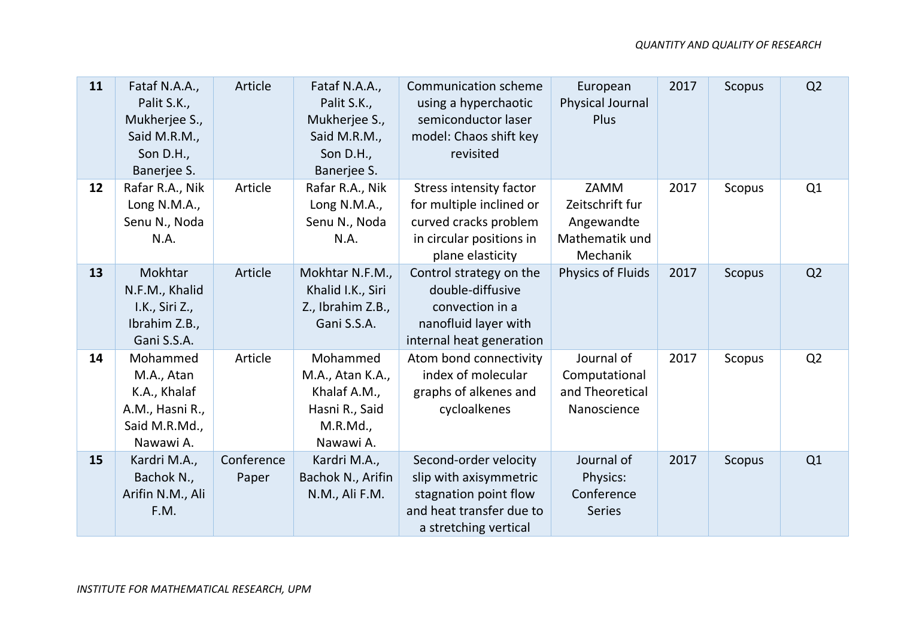| 11 | Fataf N.A.A., Palit S.K., Mukherjee S., Said M.R.M., Son D.H., Banerjee S. | Article | Fataf N.A.A., Palit S.K., Mukherjee S., Said M.R.M., Son D.H., Banerjee S. | Communication scheme using a hyperchaotic semiconductor laser model: Chaos shift key revisited | European Physical Journal Plus | 2017 | Scopus | Q2 |
|---|---|---|---|---|---|---|---|---|
| 12 | Rafar R.A., Nik Long N.M.A., Senu N., Noda N.A. | Article | Rafar R.A., Nik Long N.M.A., Senu N., Noda N.A. | Stress intensity factor for multiple inclined or curved cracks problem in circular positions in plane elasticity | ZAMM Zeitschrift fur Angewandte Mathematik und Mechanik | 2017 | Scopus | Q1 |
| 13 | Mokhtar N.F.M., Khalid I.K., Siri Z., Ibrahim Z.B., Gani S.S.A. | Article | Mokhtar N.F.M., Khalid I.K., Siri Z., Ibrahim Z.B., Gani S.S.A. | Control strategy on the double-diffusive convection in a nanofluid layer with internal heat generation | Physics of Fluids | 2017 | Scopus | Q2 |
| 14 | Mohammed M.A., Atan K.A., Khalaf A.M., Hasni R., Said M.R.Md., Nawawi A. | Article | Mohammed M.A., Atan K.A., Khalaf A.M., Hasni R., Said M.R.Md., Nawawi A. | Atom bond connectivity index of molecular graphs of alkenes and cycloalkenes | Journal of Computational and Theoretical Nanoscience | 2017 | Scopus | Q2 |
| 15 | Kardri M.A., Bachok N., Arifin N.M., Ali F.M. | Conference Paper | Kardri M.A., Bachok N., Arifin N.M., Ali F.M. | Second-order velocity slip with axisymmetric stagnation point flow and heat transfer due to a stretching vertical | Journal of Physics: Conference Series | 2017 | Scopus | Q1 |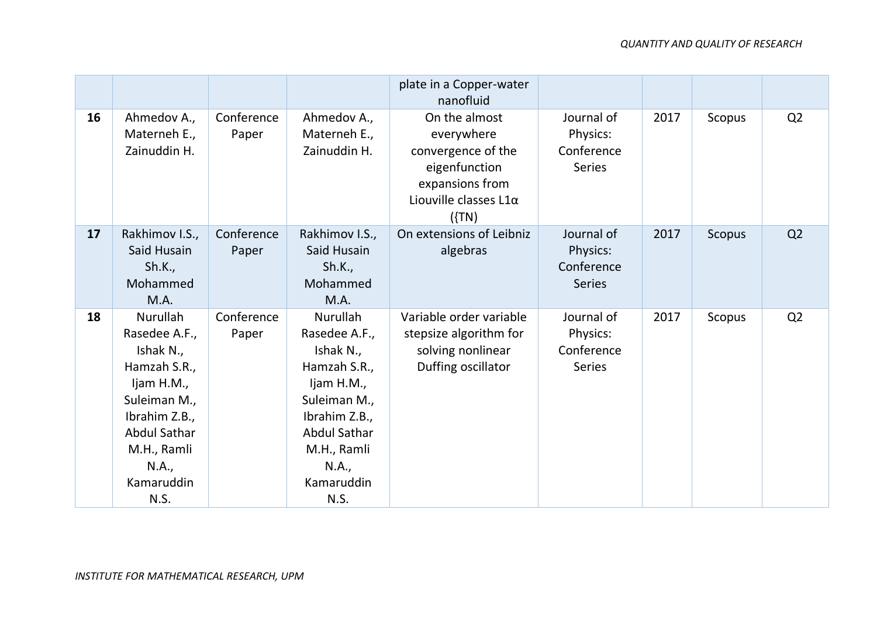| | | | | plate in a Copper-water nanofluid | | | | |
|---|---|---|---|---|---|---|---|---|
| **16** | Ahmedov A., Materneh E., Zainuddin H. | Conference Paper | Ahmedov A., Materneh E., Zainuddin H. | On the almost everywhere convergence of the eigenfunction expansions from Liouville classes L1α ({TN) | Journal of Physics: Conference Series | 2017 | Scopus | Q2 |
| **17** | Rakhimov I.S., Said Husain Sh.K., Mohammed M.A. | Conference Paper | Rakhimov I.S., Said Husain Sh.K., Mohammed M.A. | On extensions of Leibniz algebras | Journal of Physics: Conference Series | 2017 | Scopus | Q2 |
| **18** | Nurullah Rasedee A.F., Ishak N., Hamzah S.R., Ijam H.M., Suleiman M., Ibrahim Z.B., Abdul Sathar M.H., Ramli N.A., Kamaruddin N.S. | Conference Paper | Nurullah Rasedee A.F., Ishak N., Hamzah S.R., Ijam H.M., Suleiman M., Ibrahim Z.B., Abdul Sathar M.H., Ramli N.A., Kamaruddin N.S. | Variable order variable stepsize algorithm for solving nonlinear Duffing oscillator | Journal of Physics: Conference Series | 2017 | Scopus | Q2 |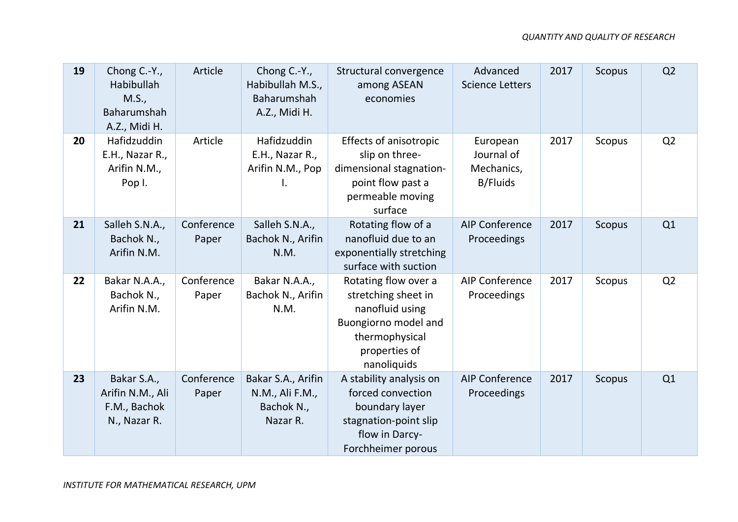| 19 | Chong C.-Y., Habibullah M.S., Baharumshah A.Z., Midi H. | Article | Chong C.-Y., Habibullah M.S., Baharumshah A.Z., Midi H. | Structural convergence among ASEAN economies | Advanced Science Letters | 2017 | Scopus | Q2 |
|---|---|---|---|---|---|---|---|---|
| 20 | Hafidzuddin E.H., Nazar R., Arifin N.M., Pop I. | Article | Hafidzuddin E.H., Nazar R., Arifin N.M., Pop I. | Effects of anisotropic slip on three-dimensional stagnation-point flow past a permeable moving surface | European Journal of Mechanics, B/Fluids | 2017 | Scopus | Q2 |
| 21 | Salleh S.N.A., Bachok N., Arifin N.M. | Conference Paper | Salleh S.N.A., Bachok N., Arifin N.M. | Rotating flow of a nanofluid due to an exponentially stretching surface with suction | AIP Conference Proceedings | 2017 | Scopus | Q1 |
| 22 | Bakar N.A.A., Bachok N., Arifin N.M. | Conference Paper | Bakar N.A.A., Bachok N., Arifin N.M. | Rotating flow over a stretching sheet in nanofluid using Buongiorno model and thermophysical properties of nanoliquids | AIP Conference Proceedings | 2017 | Scopus | Q2 |
| 23 | Bakar S.A., Arifin N.M., Ali F.M., Bachok N., Nazar R. | Conference Paper | Bakar S.A., Arifin N.M., Ali F.M., Bachok N., Nazar R. | A stability analysis on forced convection boundary layer stagnation-point slip flow in Darcy-Forchheimer porous | AIP Conference Proceedings | 2017 | Scopus | Q1 |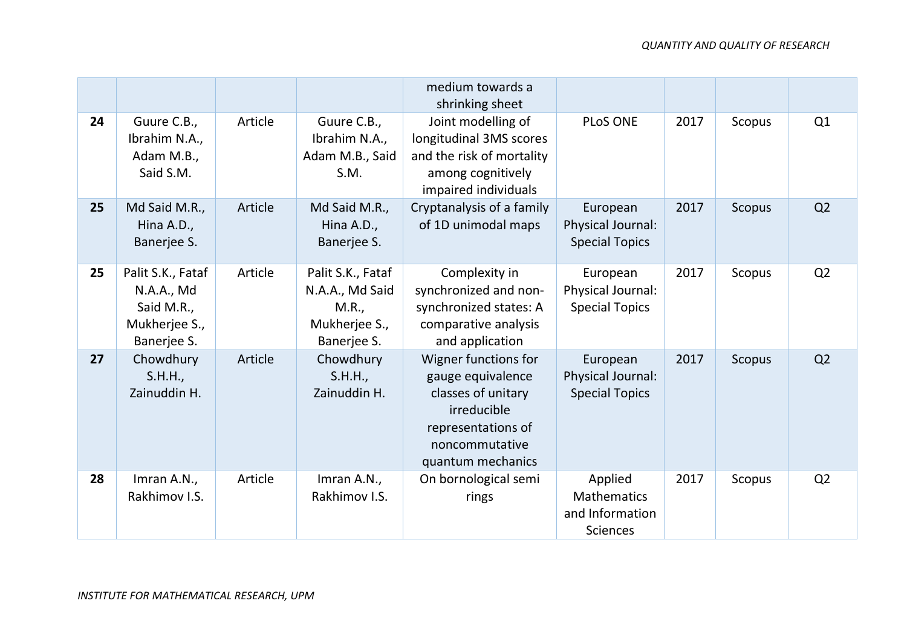| | | | | medium towards a shrinking sheet | | | | |
|---|---|---|---|---|---|---|---|---|
| **24** | Guure C.B., Ibrahim N.A., Adam M.B., Said S.M. | Article | Guure C.B., Ibrahim N.A., Adam M.B., Said S.M. | Joint modelling of longitudinal 3MS scores and the risk of mortality among cognitively impaired individuals | PLoS ONE | 2017 | Scopus | Q1 |
| **25** | Md Said M.R., Hina A.D., Banerjee S. | Article | Md Said M.R., Hina A.D., Banerjee S. | Cryptanalysis of a family of 1D unimodal maps | European Physical Journal: Special Topics | 2017 | Scopus | Q2 |
| **25** | Palit S.K., Fataf N.A.A., Md Said M.R., Mukherjee S., Banerjee S. | Article | Palit S.K., Fataf N.A.A., Md Said M.R., Mukherjee S., Banerjee S. | Complexity in synchronized and non-synchronized states: A comparative analysis and application | European Physical Journal: Special Topics | 2017 | Scopus | Q2 |
| **27** | Chowdhury S.H.H., Zainuddin H. | Article | Chowdhury S.H.H., Zainuddin H. | Wigner functions for gauge equivalence classes of unitary irreducible representations of noncommutative quantum mechanics | European Physical Journal: Special Topics | 2017 | Scopus | Q2 |
| **28** | Imran A.N., Rakhimov I.S. | Article | Imran A.N., Rakhimov I.S. | On bornological semi rings | Applied Mathematics and Information Sciences | 2017 | Scopus | Q2 |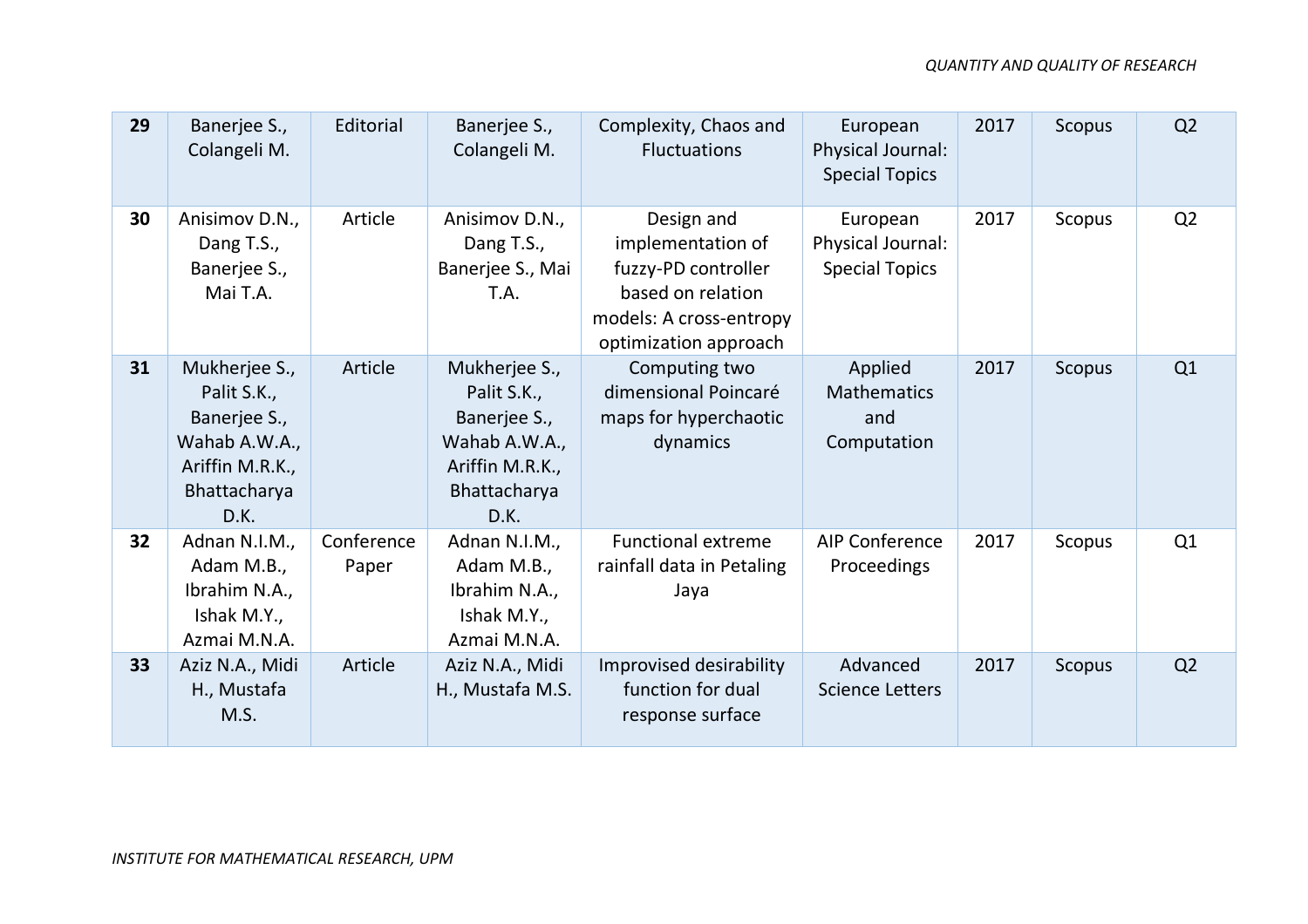| 29 | Banerjee S., Colangeli M. | Editorial | Banerjee S., Colangeli M. | Complexity, Chaos and Fluctuations | European Physical Journal: Special Topics | 2017 | Scopus | Q2 |
|---|---|---|---|---|---|---|---|---|
| 30 | Anisimov D.N., Dang T.S., Banerjee S., Mai T.A. | Article | Anisimov D.N., Dang T.S., Banerjee S., Mai T.A. | Design and implementation of fuzzy-PD controller based on relation models: A cross-entropy optimization approach | European Physical Journal: Special Topics | 2017 | Scopus | Q2 |
| 31 | Mukherjee S., Palit S.K., Banerjee S., Wahab A.W.A., Ariffin M.R.K., Bhattacharya D.K. | Article | Mukherjee S., Palit S.K., Banerjee S., Wahab A.W.A., Ariffin M.R.K., Bhattacharya D.K. | Computing two dimensional Poincaré maps for hyperchaotic dynamics | Applied Mathematics and Computation | 2017 | Scopus | Q1 |
| 32 | Adnan N.I.M., Adam M.B., Ibrahim N.A., Ishak M.Y., Azmai M.N.A. | Conference Paper | Adnan N.I.M., Adam M.B., Ibrahim N.A., Ishak M.Y., Azmai M.N.A. | Functional extreme rainfall data in Petaling Jaya | AIP Conference Proceedings | 2017 | Scopus | Q1 |
| 33 | Aziz N.A., Midi H., Mustafa M.S. | Article | Aziz N.A., Midi H., Mustafa M.S. | Improvised desirability function for dual response surface | Advanced Science Letters | 2017 | Scopus | Q2 |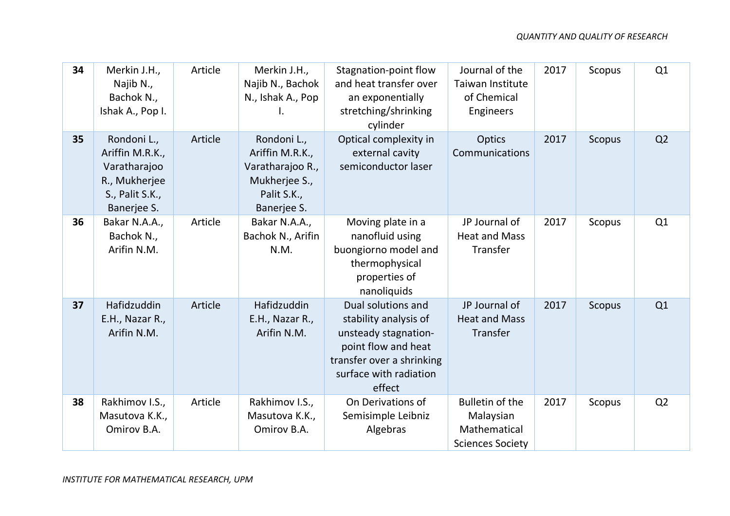| **34** | Merkin J.H., Najib N., Bachok N., Ishak A., Pop I. | Article | Merkin J.H., Najib N., Bachok N., Ishak A., Pop I. | Stagnation-point flow and heat transfer over an exponentially stretching/shrinking cylinder | Journal of the Taiwan Institute of Chemical Engineers | 2017 | Scopus | Q1 |
|---|---|---|---|---|---|---|---|---|
| **35** | Rondoni L., Ariffin M.R.K., Varatharajoo R., Mukherjee S., Palit S.K., Banerjee S. | Article | Rondoni L., Ariffin M.R.K., Varatharajoo R., Mukherjee S., Palit S.K., Banerjee S. | Optical complexity in external cavity semiconductor laser | Optics Communications | 2017 | Scopus | Q2 |
| **36** | Bakar N.A.A., Bachok N., Arifin N.M. | Article | Bakar N.A.A., Bachok N., Arifin N.M. | Moving plate in a nanofluid using buongiorno model and thermophysical properties of nanoliquids | JP Journal of Heat and Mass Transfer | 2017 | Scopus | Q1 |
| **37** | Hafidzuddin E.H., Nazar R., Arifin N.M. | Article | Hafidzuddin E.H., Nazar R., Arifin N.M. | Dual solutions and stability analysis of unsteady stagnation-point flow and heat transfer over a shrinking surface with radiation effect | JP Journal of Heat and Mass Transfer | 2017 | Scopus | Q1 |
| **38** | Rakhimov I.S., Masutova K.K., Omirov B.A. | Article | Rakhimov I.S., Masutova K.K., Omirov B.A. | On Derivations of Semisimple Leibniz Algebras | Bulletin of the Malaysian Mathematical Sciences Society | 2017 | Scopus | Q2 |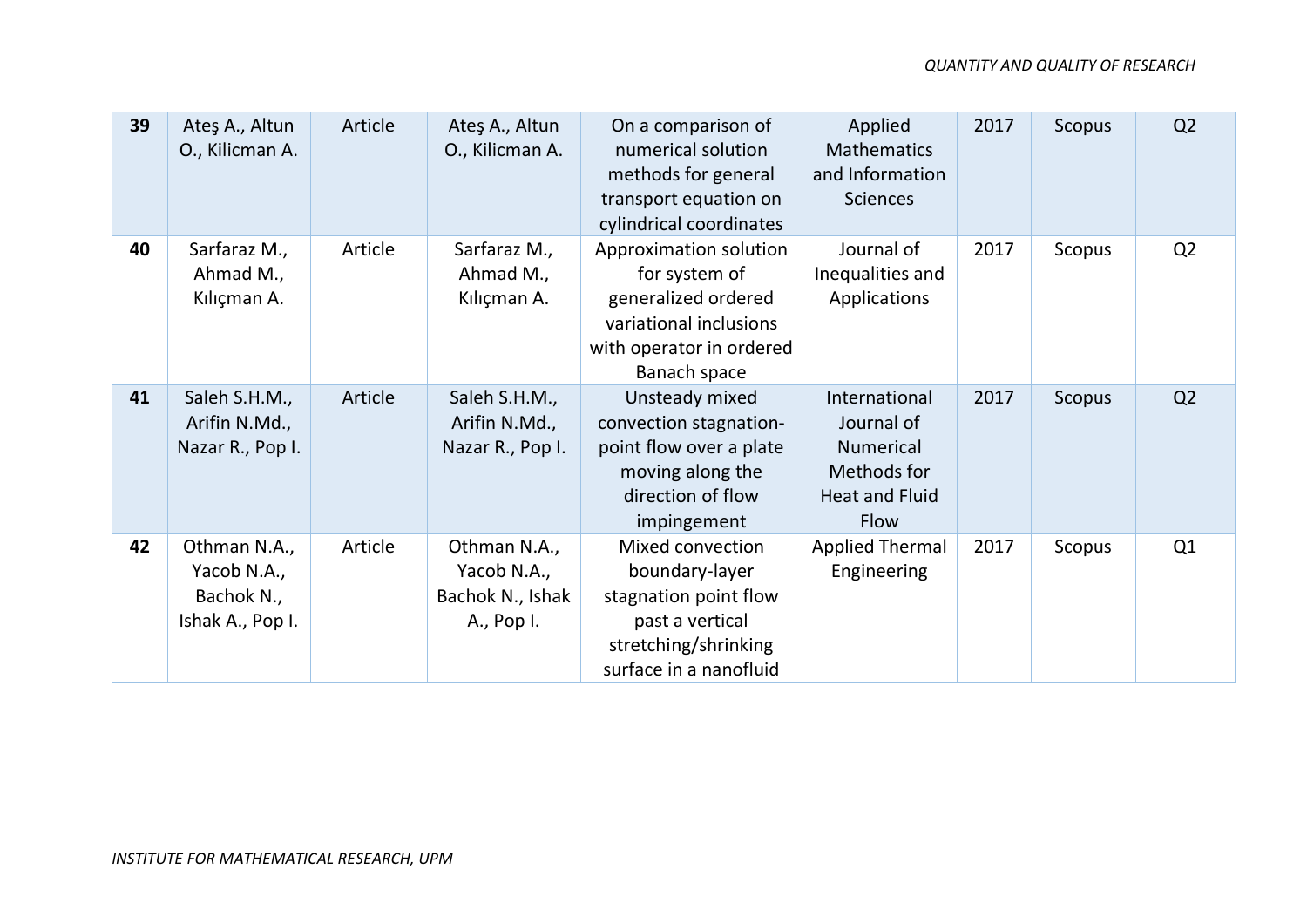| | | | | | | | | |
|---|---|---|---|---|---|---|---|---|
| **39** | Ateş A., Altun O., Kilicman A. | Article | Ateş A., Altun O., Kilicman A. | On a comparison of numerical solution methods for general transport equation on cylindrical coordinates | Applied Mathematics and Information Sciences | 2017 | Scopus | Q2 |
| **40** | Sarfaraz M., Ahmad M., Kılıçman A. | Article | Sarfaraz M., Ahmad M., Kılıçman A. | Approximation solution for system of generalized ordered variational inclusions with operator in ordered Banach space | Journal of Inequalities and Applications | 2017 | Scopus | Q2 |
| **41** | Saleh S.H.M., Arifin N.Md., Nazar R., Pop I. | Article | Saleh S.H.M., Arifin N.Md., Nazar R., Pop I. | Unsteady mixed convection stagnation-point flow over a plate moving along the direction of flow impingement | International Journal of Numerical Methods for Heat and Fluid Flow | 2017 | Scopus | Q2 |
| **42** | Othman N.A., Yacob N.A., Bachok N., Ishak A., Pop I. | Article | Othman N.A., Yacob N.A., Bachok N., Ishak A., Pop I. | Mixed convection boundary-layer stagnation point flow past a vertical stretching/shrinking surface in a nanofluid | Applied Thermal Engineering | 2017 | Scopus | Q1 |